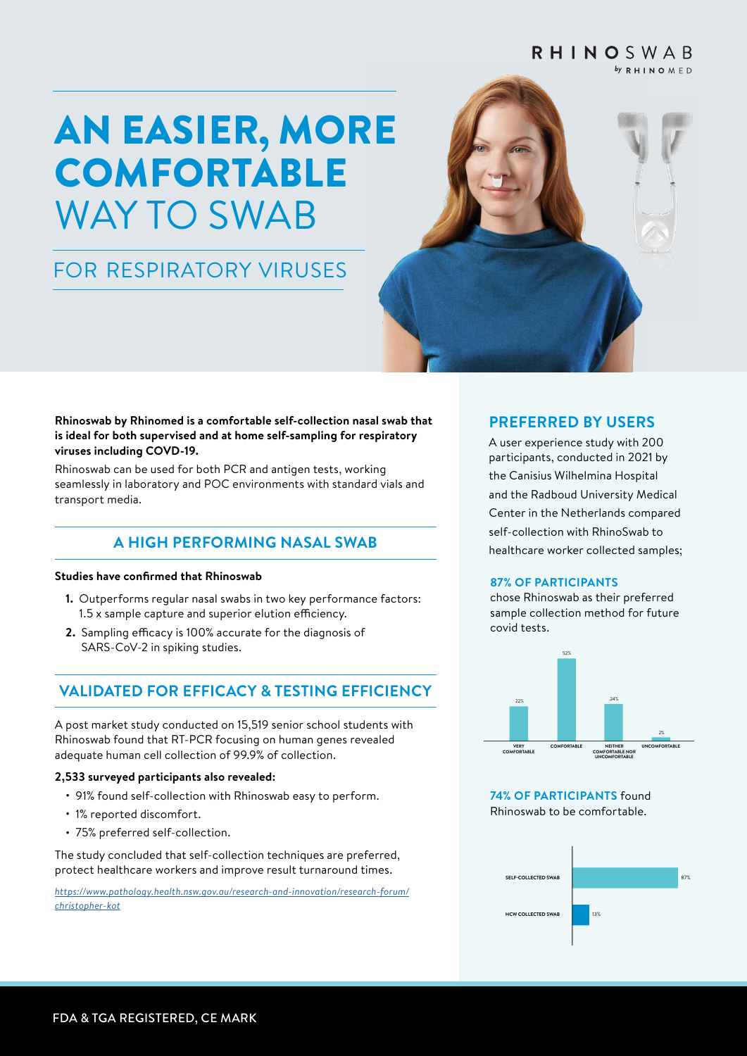RHINOSWAB
by RHINOMED

# AN EASIER, MORE COMFORTABLE WAY TO SWAB

## FOR RESPIRATORY VIRUSES

**Rhinoswab by Rhinomed is a comfortable self-collection nasal swab that is ideal for both supervised and at home self-sampling for respiratory viruses including COVD-19.**

Rhinoswab can be used for both PCR and antigen tests, working seamlessly in laboratory and POC environments with standard vials and transport media.

## A HIGH PERFORMING NASAL SWAB

**Studies have confirmed that Rhinoswab**

1. Outperforms regular nasal swabs in two key performance factors: 1.5 x sample capture and superior elution efficiency.
2. Sampling efficacy is 100% accurate for the diagnosis of SARS-CoV-2 in spiking studies.

## VALIDATED FOR EFFICACY & TESTING EFFICIENCY

A post market study conducted on 15,519 senior school students with Rhinoswab found that RT-PCR focusing on human genes revealed adequate human cell collection of 99.9% of collection.

**2,533 surveyed participants also revealed:**

- 91% found self-collection with Rhinoswab easy to perform.
- 1% reported discomfort.
- 75% preferred self-collection.

The study concluded that self-collection techniques are preferred, protect healthcare workers and improve result turnaround times.

*https://www.pathology.health.nsw.gov.au/research-and-innovation/research-forum/christopher-kot*

## PREFERRED BY USERS

A user experience study with 200 participants, conducted in 2021 by the Canisius Wilhelmina Hospital and the Radboud University Medical Center in the Netherlands compared self-collection with RhinoSwab to healthcare worker collected samples;

**87% OF PARTICIPANTS** chose Rhinoswab as their preferred sample collection method for future covid tests.

| VERY COMFORTABLE | COMFORTABLE | NEITHER COMFORTABLE NOR UNCOMFORTABLE | UNCOMFORTABLE |
|---|---|---|---|
| 22% | 52% | 24% | 2% |

**74% OF PARTICIPANTS** found Rhinoswab to be comfortable.

| | |
|---|---|
| SELF-COLLECTED SWAB | 87% |
| HCW COLLECTED SWAB | 13% |

FDA & TGA REGISTERED, CE MARK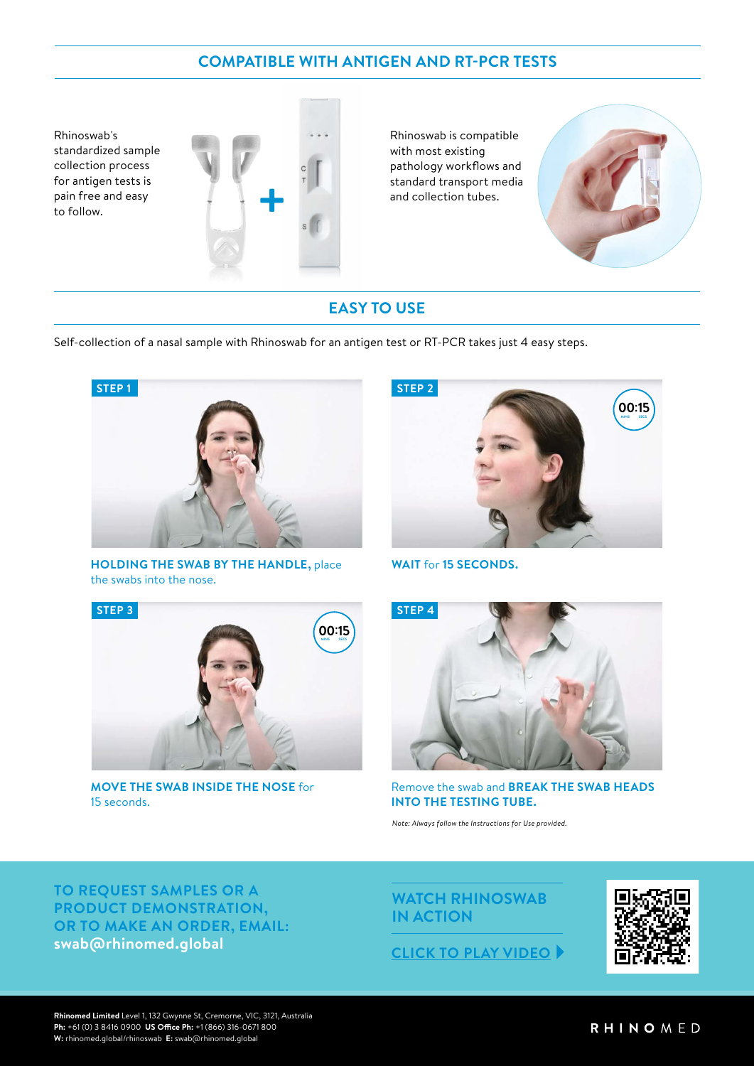## COMPATIBLE WITH ANTIGEN AND RT-PCR TESTS

Rhinoswab's standardized sample collection process for antigen tests is pain free and easy to follow.

Rhinoswab is compatible with most existing pathology workflows and standard transport media and collection tubes.

## EASY TO USE

Self-collection of a nasal sample with Rhinoswab for an antigen test or RT-PCR takes just 4 easy steps.

**STEP 1**

**HOLDING THE SWAB BY THE HANDLE,** place the swabs into the nose.

**STEP 2**

00:15

**WAIT** for **15 SECONDS.**

**STEP 3**

00:15

**MOVE THE SWAB INSIDE THE NOSE** for 15 seconds.

**STEP 4**

Remove the swab and **BREAK THE SWAB HEADS INTO THE TESTING TUBE.**

*Note: Always follow the Instructions for Use provided.*

**TO REQUEST SAMPLES OR A PRODUCT DEMONSTRATION, OR TO MAKE AN ORDER, EMAIL:**
**swab@rhinomed.global**

**WATCH RHINOSWAB IN ACTION**

**CLICK TO PLAY VIDEO**

**Rhinomed Limited** Level 1, 132 Gwynne St, Cremorne, VIC, 3121, Australia
**Ph:** +61 (0) 3 8416 0900 **US Office Ph:** +1 (866) 316-0671 800
**W:** rhinomed.global/rhinoswab **E:** swab@rhinomed.global

RHINOMED